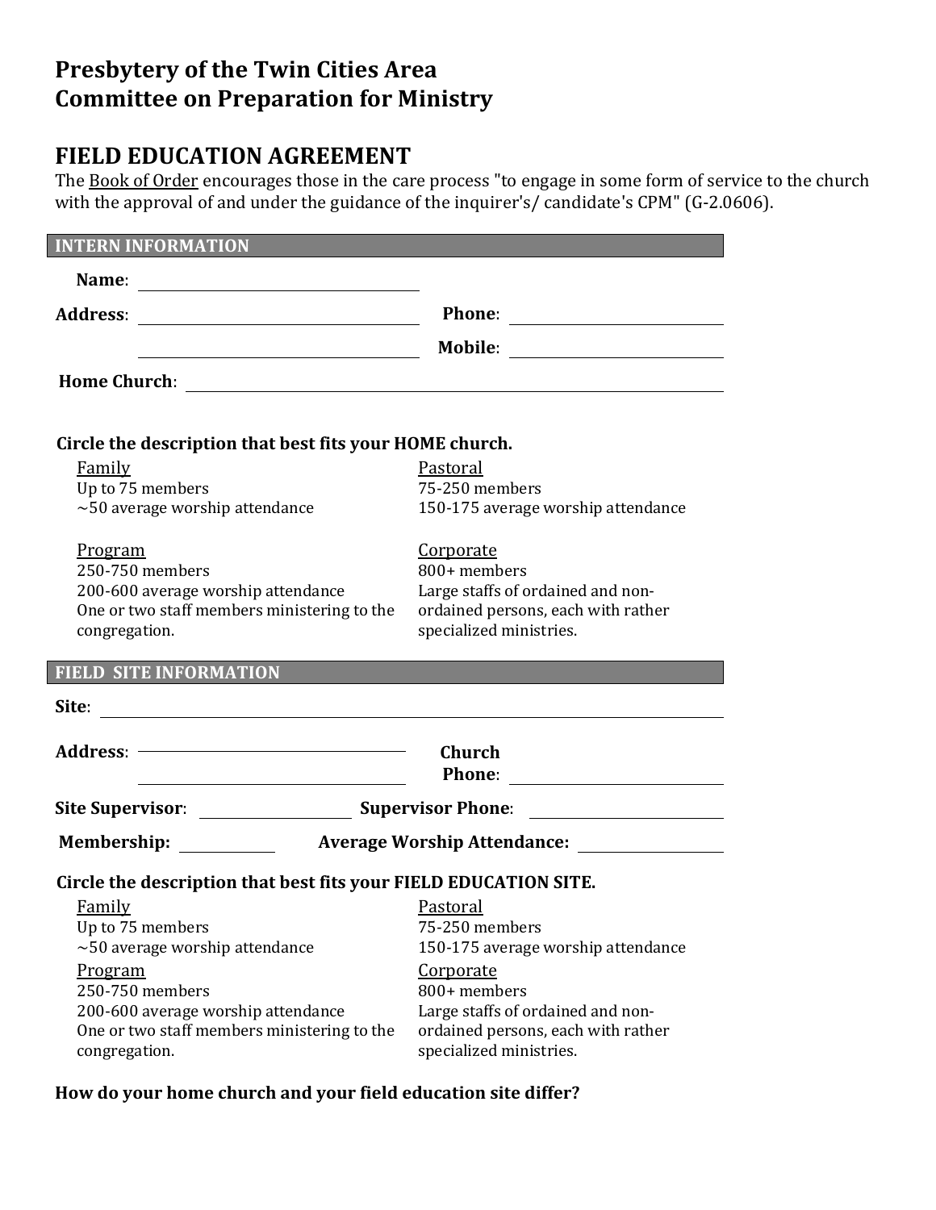# Presbytery of the Twin Cities Area
# Committee on Preparation for Ministry

## FIELD EDUCATION AGREEMENT

The Book of Order encourages those in the care process "to engage in some form of service to the church with the approval of and under the guidance of the inquirer's/ candidate's CPM" (G-2.0606).

### INTERN INFORMATION

**Name**: ______________________________

**Address**: ______________________________ **Phone**: ____________________

______________________________ **Mobile**: ____________________

**Home Church**: ______________________________________________

**Circle the description that best fits your HOME church.**

Family
Up to 75 members
~50 average worship attendance

Pastoral
75-250 members
150-175 average worship attendance

Program
250-750 members
200-600 average worship attendance
One or two staff members ministering to the congregation.

Corporate
800+ members
Large staffs of ordained and non-ordained persons, each with rather specialized ministries.

### FIELD SITE INFORMATION

**Site**: ______________________________________________

**Address**: ______________________________ **Church Phone**: ____________________

______________________________

**Site Supervisor**: ____________________ **Supervisor Phone**: ____________________

**Membership**: ____________ **Average Worship Attendance**: ____________

**Circle the description that best fits your FIELD EDUCATION SITE.**

Family
Up to 75 members
~50 average worship attendance

Pastoral
75-250 members
150-175 average worship attendance

Program
250-750 members
200-600 average worship attendance
One or two staff members ministering to the congregation.

Corporate
800+ members
Large staffs of ordained and non-ordained persons, each with rather specialized ministries.

**How do your home church and your field education site differ?**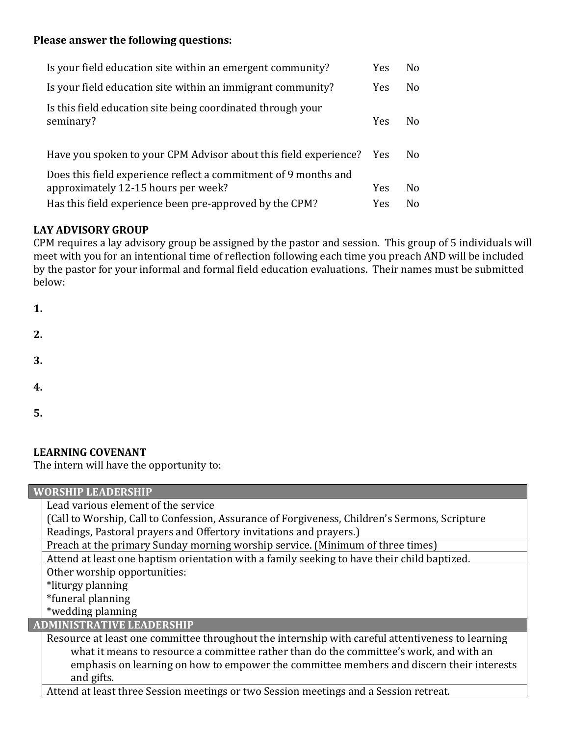**Please answer the following questions:**

| | | |
|---|---|---|
| Is your field education site within an emergent community? | Yes | No |
| Is your field education site within an immigrant community? | Yes | No |
| Is this field education site being coordinated through your seminary? | Yes | No |
| Have you spoken to your CPM Advisor about this field experience? | Yes | No |
| Does this field experience reflect a commitment of 9 months and approximately 12-15 hours per week? | Yes | No |
| Has this field experience been pre-approved by the CPM? | Yes | No |

**LAY ADVISORY GROUP**

CPM requires a lay advisory group be assigned by the pastor and session. This group of 5 individuals will meet with you for an intentional time of reflection following each time you preach AND will be included by the pastor for your informal and formal field education evaluations. Their names must be submitted below:

**1.**

**2.**

**3.**

**4.**

**5.**

**LEARNING COVENANT**

The intern will have the opportunity to:

| **WORSHIP LEADERSHIP** |
|---|
| Lead various element of the service<br>(Call to Worship, Call to Confession, Assurance of Forgiveness, Children's Sermons, Scripture Readings, Pastoral prayers and Offertory invitations and prayers.) |
| Preach at the primary Sunday morning worship service. (Minimum of three times) |
| Attend at least one baptism orientation with a family seeking to have their child baptized. |
| Other worship opportunities:<br>*liturgy planning<br>*funeral planning<br>*wedding planning |
| **ADMINISTRATIVE LEADERSHIP** |
| Resource at least one committee throughout the internship with careful attentiveness to learning what it means to resource a committee rather than do the committee's work, and with an emphasis on learning on how to empower the committee members and discern their interests and gifts. |
| Attend at least three Session meetings or two Session meetings and a Session retreat. |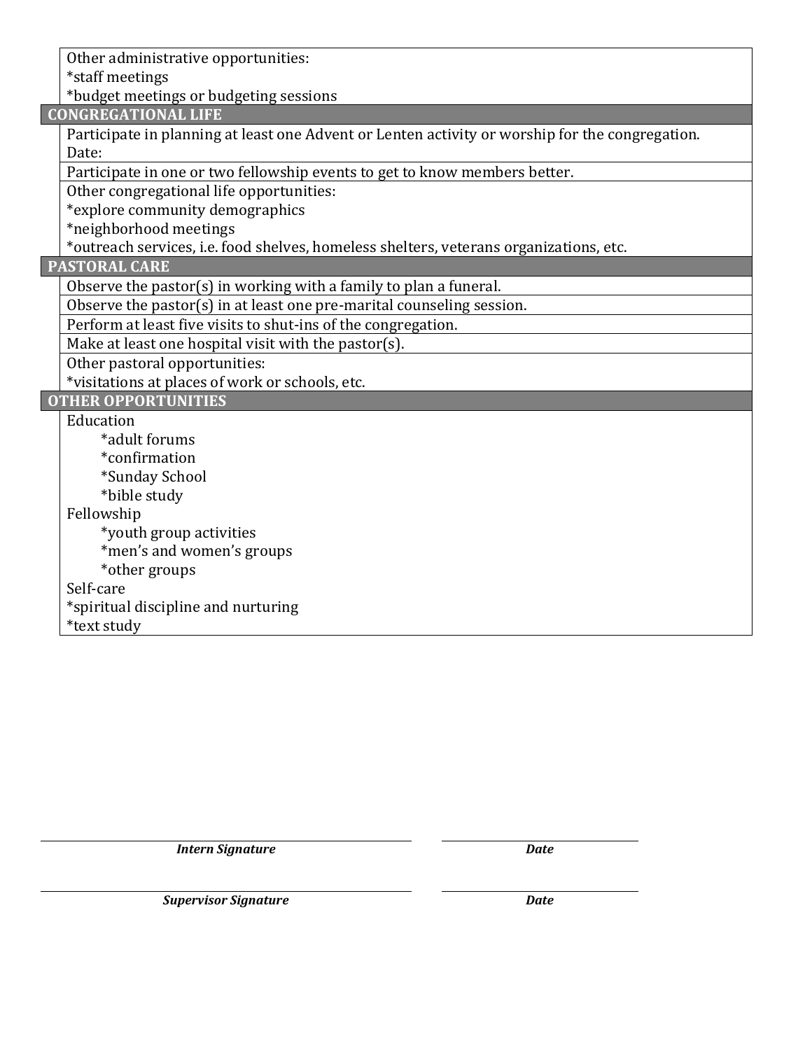| |
|---|
| Other administrative opportunities:<br>*staff meetings<br>*budget meetings or budgeting sessions |
| **CONGREGATIONAL LIFE** |
| Participate in planning at least one Advent or Lenten activity or worship for the congregation.<br>Date: |
| Participate in one or two fellowship events to get to know members better. |
| Other congregational life opportunities:<br>*explore community demographics<br>*neighborhood meetings<br>*outreach services, i.e. food shelves, homeless shelters, veterans organizations, etc. |
| **PASTORAL CARE** |
| Observe the pastor(s) in working with a family to plan a funeral. |
| Observe the pastor(s) in at least one pre-marital counseling session. |
| Perform at least five visits to shut-ins of the congregation. |
| Make at least one hospital visit with the pastor(s). |
| Other pastoral opportunities:<br>*visitations at places of work or schools, etc. |
| **OTHER OPPORTUNITIES** |
| Education<br>&nbsp;&nbsp;&nbsp;&nbsp;*adult forums<br>&nbsp;&nbsp;&nbsp;&nbsp;*confirmation<br>&nbsp;&nbsp;&nbsp;&nbsp;*Sunday School<br>&nbsp;&nbsp;&nbsp;&nbsp;*bible study<br>Fellowship<br>&nbsp;&nbsp;&nbsp;&nbsp;*youth group activities<br>&nbsp;&nbsp;&nbsp;&nbsp;*men's and women's groups<br>&nbsp;&nbsp;&nbsp;&nbsp;*other groups<br>Self-care<br>*spiritual discipline and nurturing<br>*text study |

_______________________________ _______________

***Intern Signature*** ***Date***

_______________________________ _______________

***Supervisor Signature*** ***Date***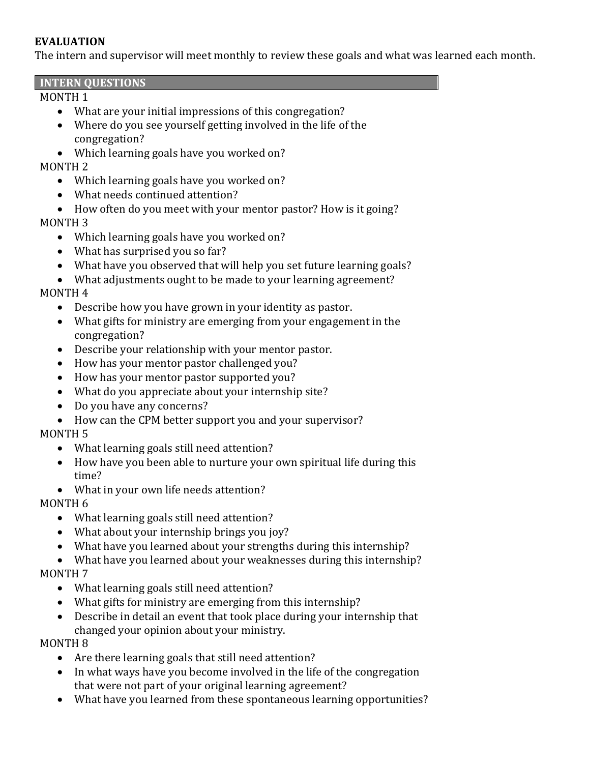**EVALUATION**

The intern and supervisor will meet monthly to review these goals and what was learned each month.

**INTERN QUESTIONS**

MONTH 1

- What are your initial impressions of this congregation?
- Where do you see yourself getting involved in the life of the congregation?
- Which learning goals have you worked on?

MONTH 2

- Which learning goals have you worked on?
- What needs continued attention?
- How often do you meet with your mentor pastor? How is it going?

MONTH 3

- Which learning goals have you worked on?
- What has surprised you so far?
- What have you observed that will help you set future learning goals?
- What adjustments ought to be made to your learning agreement?

MONTH 4

- Describe how you have grown in your identity as pastor.
- What gifts for ministry are emerging from your engagement in the congregation?
- Describe your relationship with your mentor pastor.
- How has your mentor pastor challenged you?
- How has your mentor pastor supported you?
- What do you appreciate about your internship site?
- Do you have any concerns?
- How can the CPM better support you and your supervisor?

MONTH 5

- What learning goals still need attention?
- How have you been able to nurture your own spiritual life during this time?
- What in your own life needs attention?

MONTH 6

- What learning goals still need attention?
- What about your internship brings you joy?
- What have you learned about your strengths during this internship?
- What have you learned about your weaknesses during this internship?

MONTH 7

- What learning goals still need attention?
- What gifts for ministry are emerging from this internship?
- Describe in detail an event that took place during your internship that changed your opinion about your ministry.

MONTH 8

- Are there learning goals that still need attention?
- In what ways have you become involved in the life of the congregation that were not part of your original learning agreement?
- What have you learned from these spontaneous learning opportunities?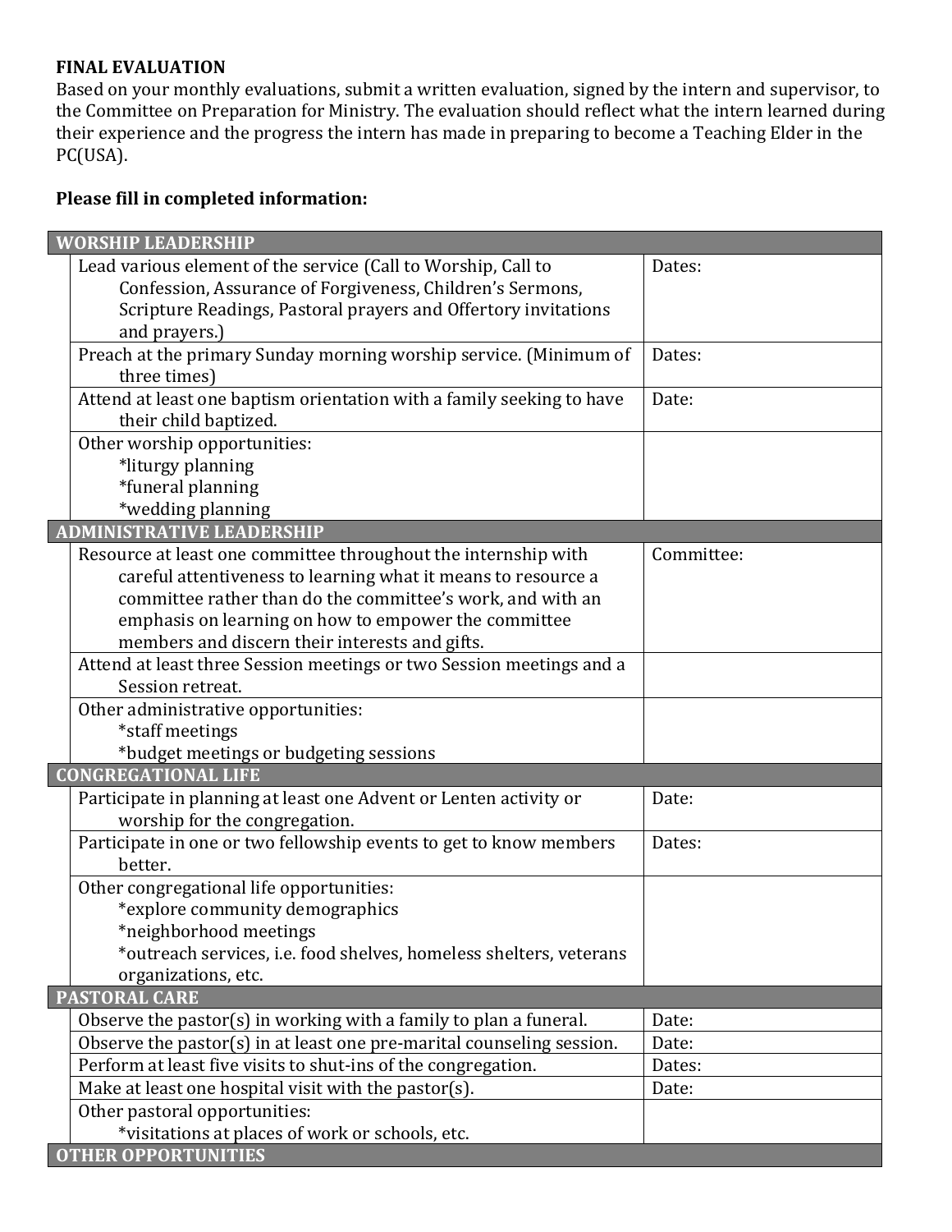**FINAL EVALUATION**
Based on your monthly evaluations, submit a written evaluation, signed by the intern and supervisor, to the Committee on Preparation for Ministry. The evaluation should reflect what the intern learned during their experience and the progress the intern has made in preparing to become a Teaching Elder in the PC(USA).

**Please fill in completed information:**

| **WORSHIP LEADERSHIP** | |
|---|---|
| Lead various element of the service (Call to Worship, Call to Confession, Assurance of Forgiveness, Children's Sermons, Scripture Readings, Pastoral prayers and Offertory invitations and prayers.) | Dates: |
| Preach at the primary Sunday morning worship service. (Minimum of three times) | Dates: |
| Attend at least one baptism orientation with a family seeking to have their child baptized. | Date: |
| Other worship opportunities:<br>*liturgy planning<br>*funeral planning<br>*wedding planning | |
| **ADMINISTRATIVE LEADERSHIP** | |
| Resource at least one committee throughout the internship with careful attentiveness to learning what it means to resource a committee rather than do the committee's work, and with an emphasis on learning on how to empower the committee members and discern their interests and gifts. | Committee: |
| Attend at least three Session meetings or two Session meetings and a Session retreat. | |
| Other administrative opportunities:<br>*staff meetings<br>*budget meetings or budgeting sessions | |
| **CONGREGATIONAL LIFE** | |
| Participate in planning at least one Advent or Lenten activity or worship for the congregation. | Date: |
| Participate in one or two fellowship events to get to know members better. | Dates: |
| Other congregational life opportunities:<br>*explore community demographics<br>*neighborhood meetings<br>*outreach services, i.e. food shelves, homeless shelters, veterans organizations, etc. | |
| **PASTORAL CARE** | |
| Observe the pastor(s) in working with a family to plan a funeral. | Date: |
| Observe the pastor(s) in at least one pre-marital counseling session. | Date: |
| Perform at least five visits to shut-ins of the congregation. | Dates: |
| Make at least one hospital visit with the pastor(s). | Date: |
| Other pastoral opportunities:<br>*visitations at places of work or schools, etc. | |
| **OTHER OPPORTUNITIES** | |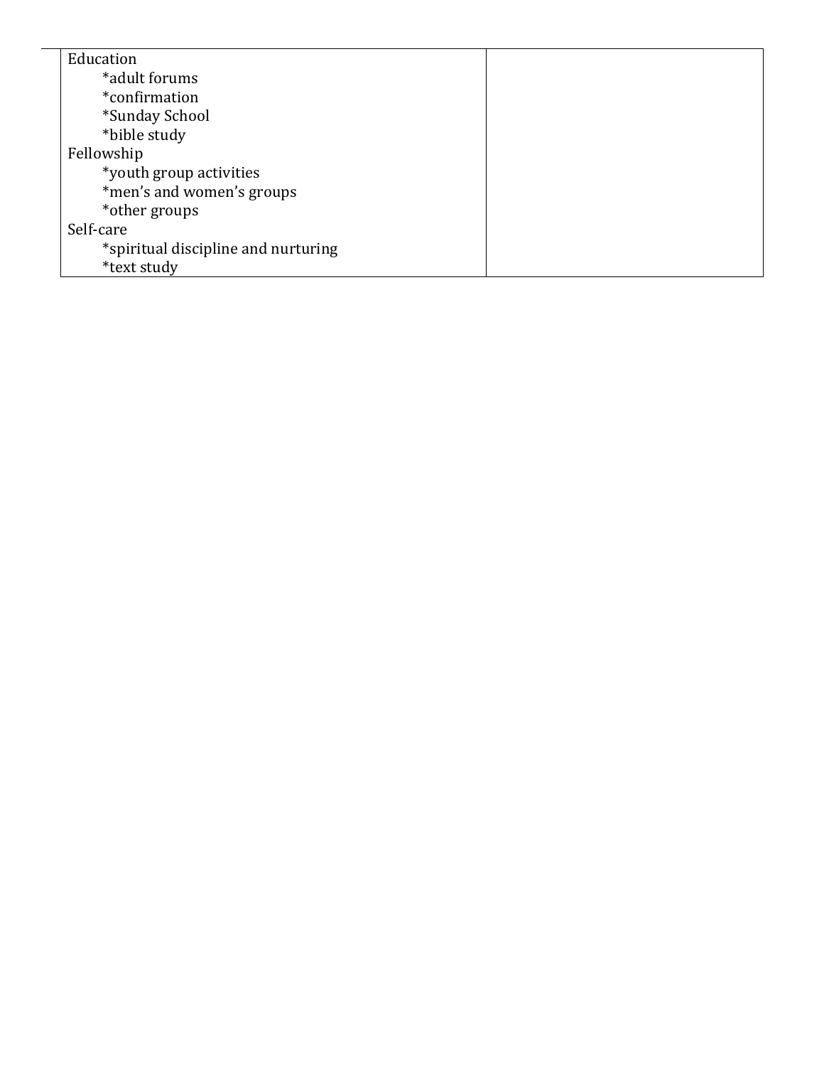| | |
|---|---|
| Education<br>*adult forums<br>*confirmation<br>*Sunday School<br>*bible study<br>Fellowship<br>*youth group activities<br>*men's and women's groups<br>*other groups<br>Self-care<br>*spiritual discipline and nurturing<br>*text study | |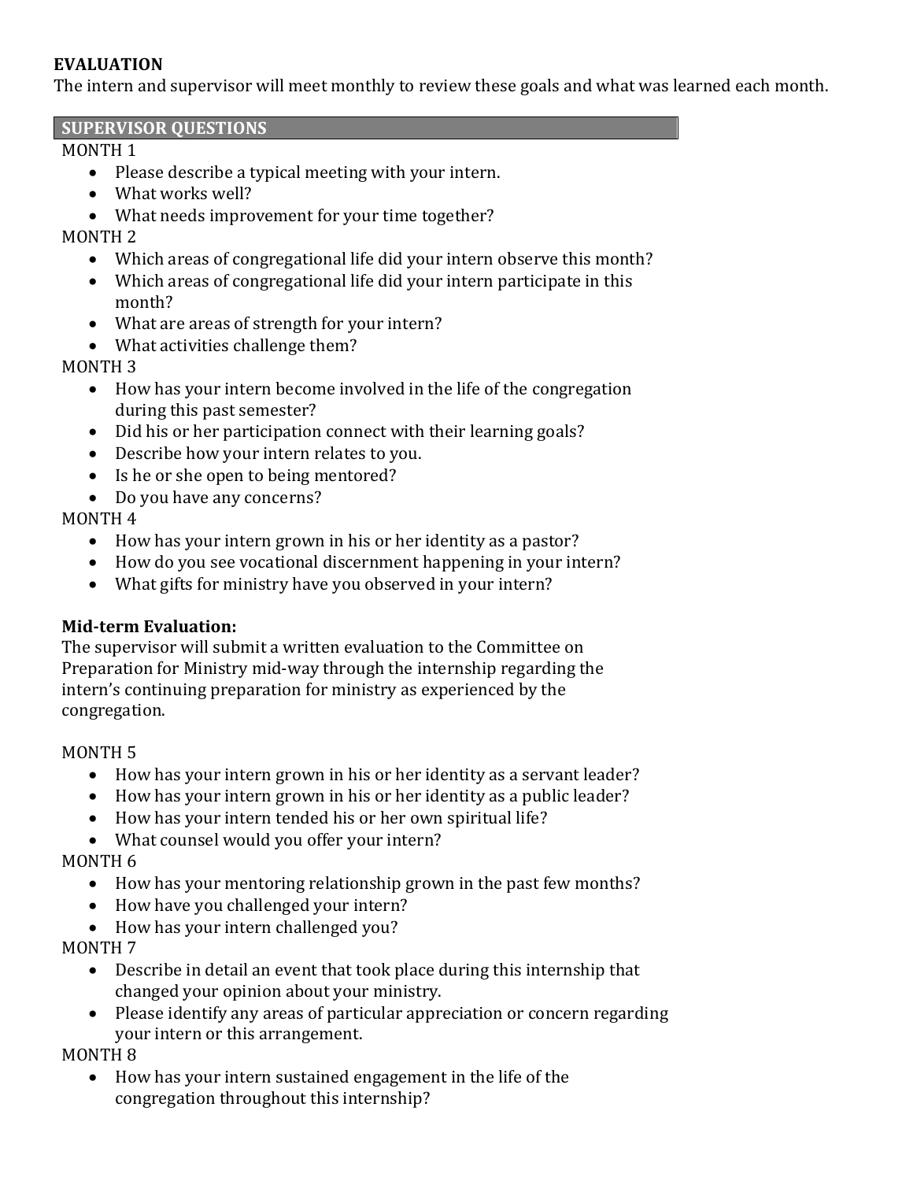**EVALUATION**

The intern and supervisor will meet monthly to review these goals and what was learned each month.

**SUPERVISOR QUESTIONS**

MONTH 1

- Please describe a typical meeting with your intern.
- What works well?
- What needs improvement for your time together?

MONTH 2

- Which areas of congregational life did your intern observe this month?
- Which areas of congregational life did your intern participate in this month?
- What are areas of strength for your intern?
- What activities challenge them?

MONTH 3

- How has your intern become involved in the life of the congregation during this past semester?
- Did his or her participation connect with their learning goals?
- Describe how your intern relates to you.
- Is he or she open to being mentored?
- Do you have any concerns?

MONTH 4

- How has your intern grown in his or her identity as a pastor?
- How do you see vocational discernment happening in your intern?
- What gifts for ministry have you observed in your intern?

**Mid-term Evaluation:**

The supervisor will submit a written evaluation to the Committee on Preparation for Ministry mid-way through the internship regarding the intern's continuing preparation for ministry as experienced by the congregation.

MONTH 5

- How has your intern grown in his or her identity as a servant leader?
- How has your intern grown in his or her identity as a public leader?
- How has your intern tended his or her own spiritual life?
- What counsel would you offer your intern?

MONTH 6

- How has your mentoring relationship grown in the past few months?
- How have you challenged your intern?
- How has your intern challenged you?

MONTH 7

- Describe in detail an event that took place during this internship that changed your opinion about your ministry.
- Please identify any areas of particular appreciation or concern regarding your intern or this arrangement.

MONTH 8

- How has your intern sustained engagement in the life of the congregation throughout this internship?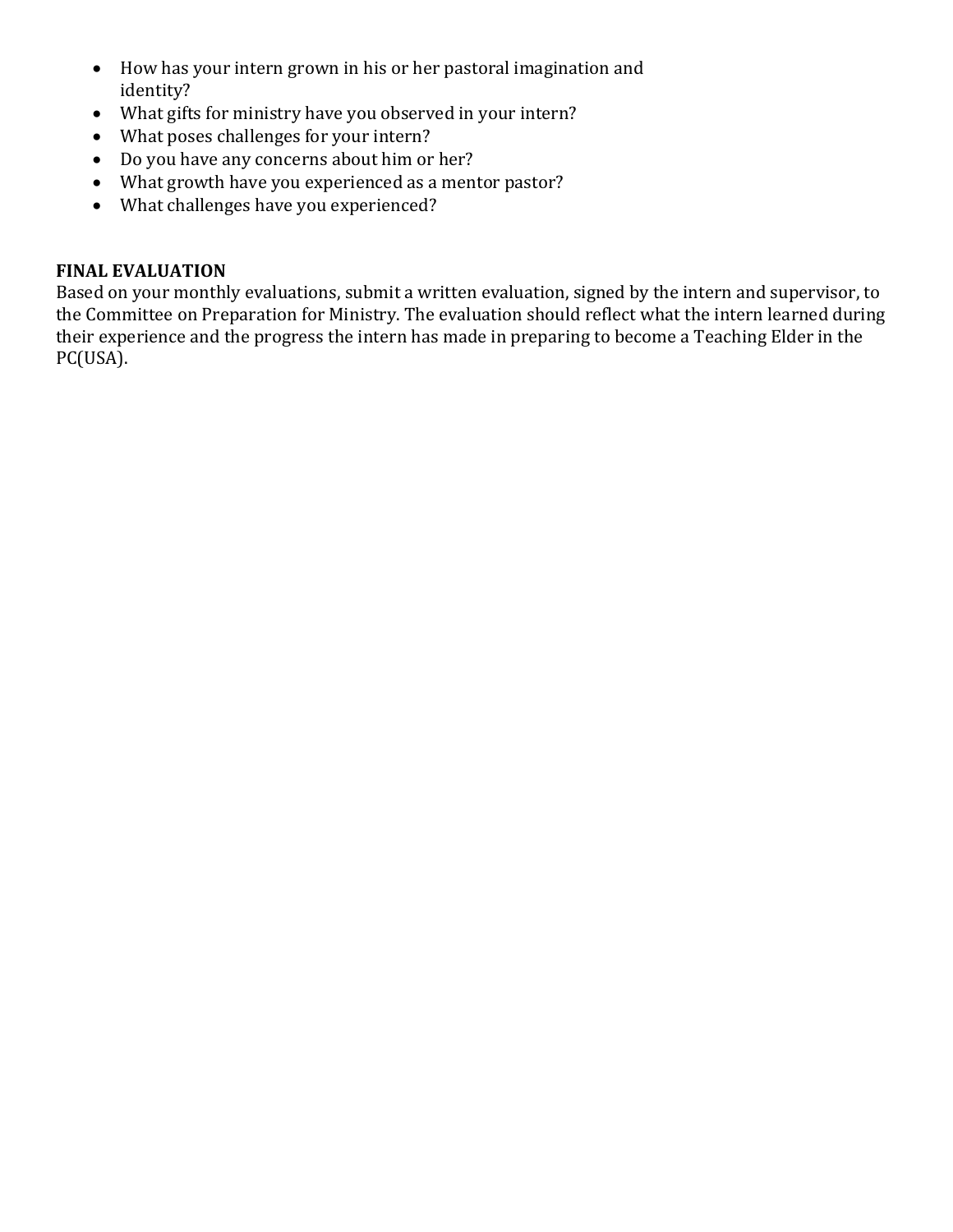- How has your intern grown in his or her pastoral imagination and identity?
- What gifts for ministry have you observed in your intern?
- What poses challenges for your intern?
- Do you have any concerns about him or her?
- What growth have you experienced as a mentor pastor?
- What challenges have you experienced?

**FINAL EVALUATION**

Based on your monthly evaluations, submit a written evaluation, signed by the intern and supervisor, to the Committee on Preparation for Ministry. The evaluation should reflect what the intern learned during their experience and the progress the intern has made in preparing to become a Teaching Elder in the PC(USA).